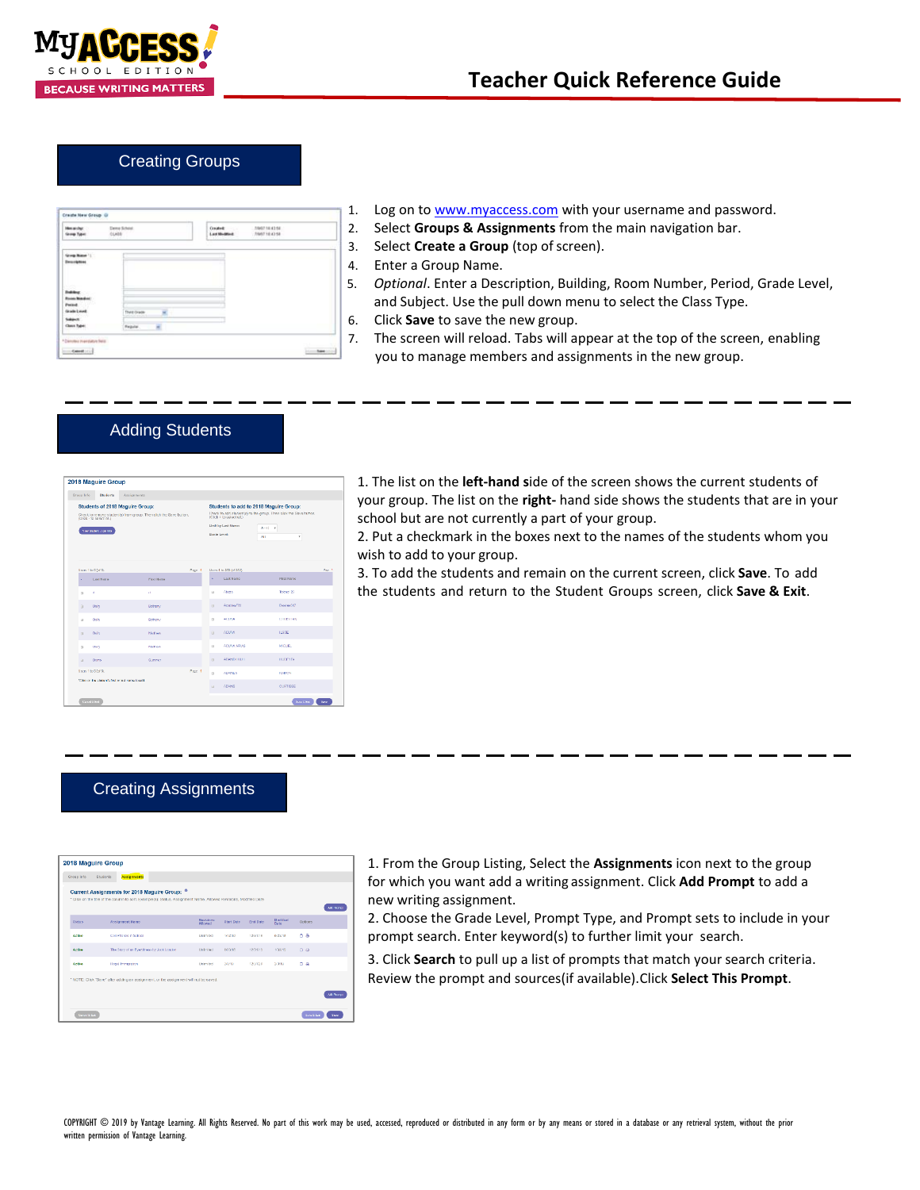# Teacher Quick Reference Guide

## Creating Groups

1. Log on to www.myaccess.com with your username and password.
2. Select **Groups & Assignments** from the main navigation bar.
3. Select **Create a Group** (top of screen).
4. Enter a Group Name.
5. *Optional*. Enter a Description, Building, Room Number, Period, Grade Level, and Subject. Use the pull down menu to select the Class Type.
6. Click **Save** to save the new group.
7. The screen will reload. Tabs will appear at the top of the screen, enabling you to manage members and assignments in the new group.

## Adding Students

1. The list on the **left-hand s**ide of the screen shows the current students of your group. The list on the **right-** hand side shows the students that are in your school but are not currently a part of your group.
2. Put a checkmark in the boxes next to the names of the students whom you wish to add to your group.
3. To add the students and remain on the current screen, click **Save**. To add the students and return to the Student Groups screen, click **Save & Exit**.

## Creating Assignments

1. From the Group Listing, Select the **Assignments** icon next to the group for which you want add a writing assignment. Click **Add Prompt** to add a new writing assignment.
2. Choose the Grade Level, Prompt Type, and Prompt sets to include in your prompt search. Enter keyword(s) to further limit your search.
3. Click **Search** to pull up a list of prompts that match your search criteria. Review the prompt and sources(if available).Click **Select This Prompt**.

COPYRIGHT © 2019 by Vantage Learning. All Rights Reserved. No part of this work may be used, accessed, reproduced or distributed in any form or by any means or stored in a database or any retrieval system, without the prior written permission of Vantage Learning.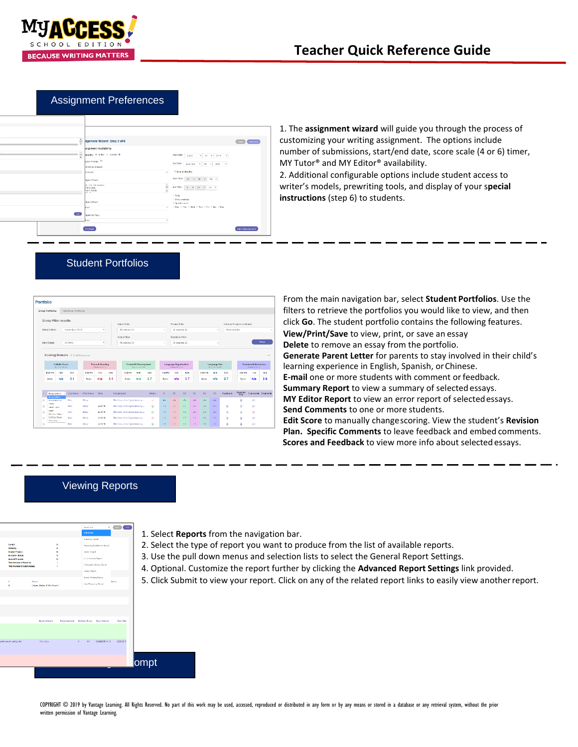# Teacher Quick Reference Guide

## Assignment Preferences

1. The **assignment wizard** will guide you through the process of customizing your writing assignment. The options include number of submissions, start/end date, score scale (4 or 6) timer, MY Tutor® and MY Editor® availability.
2. Additional configurable options include student access to writer's models, prewriting tools, and display of your **special instructions** (step 6) to students.

## Student Portfolios

From the main navigation bar, select **Student Portfolios**. Use the filters to retrieve the portfolios you would like to view, and then click **Go**. The student portfolio contains the following features.
**View/Print/Save** to view, print, or save an essay
**Delete** to remove an essay from the portfolio.
**Generate Parent Letter** for parents to stay involved in their child's learning experience in English, Spanish, or Chinese.
**E-mail** one or more students with comment or feedback.
**Summary Report** to view a summary of selected essays.
**MY Editor Report** to view an error report of selected essays.
**Send Comments** to one or more students.
**Edit Score** to manually change scoring. View the student's **Revision Plan.** **Specific Comments** to leave feedback and embed comments.
**Scores and Feedback** to view more info about selected essays.

## Viewing Reports

1. Select **Reports** from the navigation bar.
2. Select the type of report you want to produce from the list of available reports.
3. Use the pull down menus and selection lists to select the General Report Settings.
4. Optional. Customize the report further by clicking the **Advanced Report Settings** link provided.
5. Click Submit to view your report. Click on any of the related report links to easily view another report.

COPYRIGHT © 2019 by Vantage Learning. All Rights Reserved. No part of this work may be used, accessed, reproduced or distributed in any form or by any means or stored in a database or any retrieval system, without the prior written permission of Vantage Learning.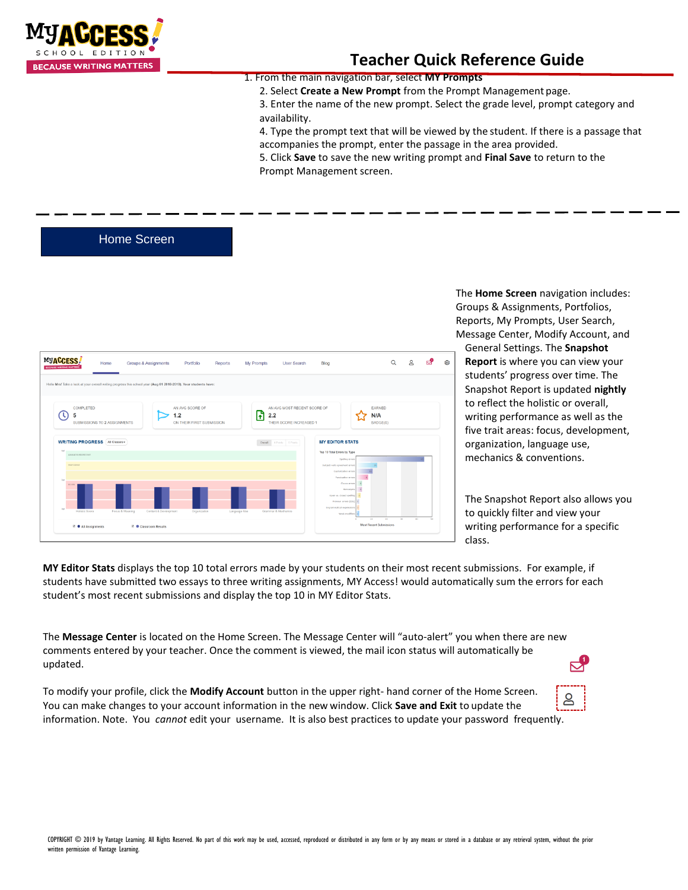# Teacher Quick Reference Guide

1. From the main navigation bar, select **MY Prompts**
2. Select **Create a New Prompt** from the Prompt Management page.
3. Enter the name of the new prompt. Select the grade level, prompt category and availability.
4. Type the prompt text that will be viewed by the student. If there is a passage that accompanies the prompt, enter the passage in the area provided.
5. Click **Save** to save the new writing prompt and **Final Save** to return to the Prompt Management screen.

## Home Screen

The **Home Screen** navigation includes: Groups & Assignments, Portfolios, Reports, My Prompts, User Search, Message Center, Modify Account, and General Settings. The **Snapshot Report** is where you can view your students' progress over time. The Snapshot Report is updated **nightly** to reflect the holistic or overall, writing performance as well as the five trait areas: focus, development, organization, language use, mechanics & conventions.

The Snapshot Report also allows you to quickly filter and view your writing performance for a specific class.

**MY Editor Stats** displays the top 10 total errors made by your students on their most recent submissions. For example, if students have submitted two essays to three writing assignments, MY Access! would automatically sum the errors for each student's most recent submissions and display the top 10 in MY Editor Stats.

The **Message Center** is located on the Home Screen. The Message Center will "auto-alert" you when there are new comments entered by your teacher. Once the comment is viewed, the mail icon status will automatically be updated.

To modify your profile, click the **Modify Account** button in the upper right- hand corner of the Home Screen. You can make changes to your account information in the new window. Click **Save and Exit** to update the information. Note. You *cannot* edit your username. It is also best practices to update your password frequently.

COPYRIGHT © 2019 by Vantage Learning. All Rights Reserved. No part of this work may be used, accessed, reproduced or distributed in any form or by any means or stored in a database or any retrieval system, without the prior written permission of Vantage Learning.